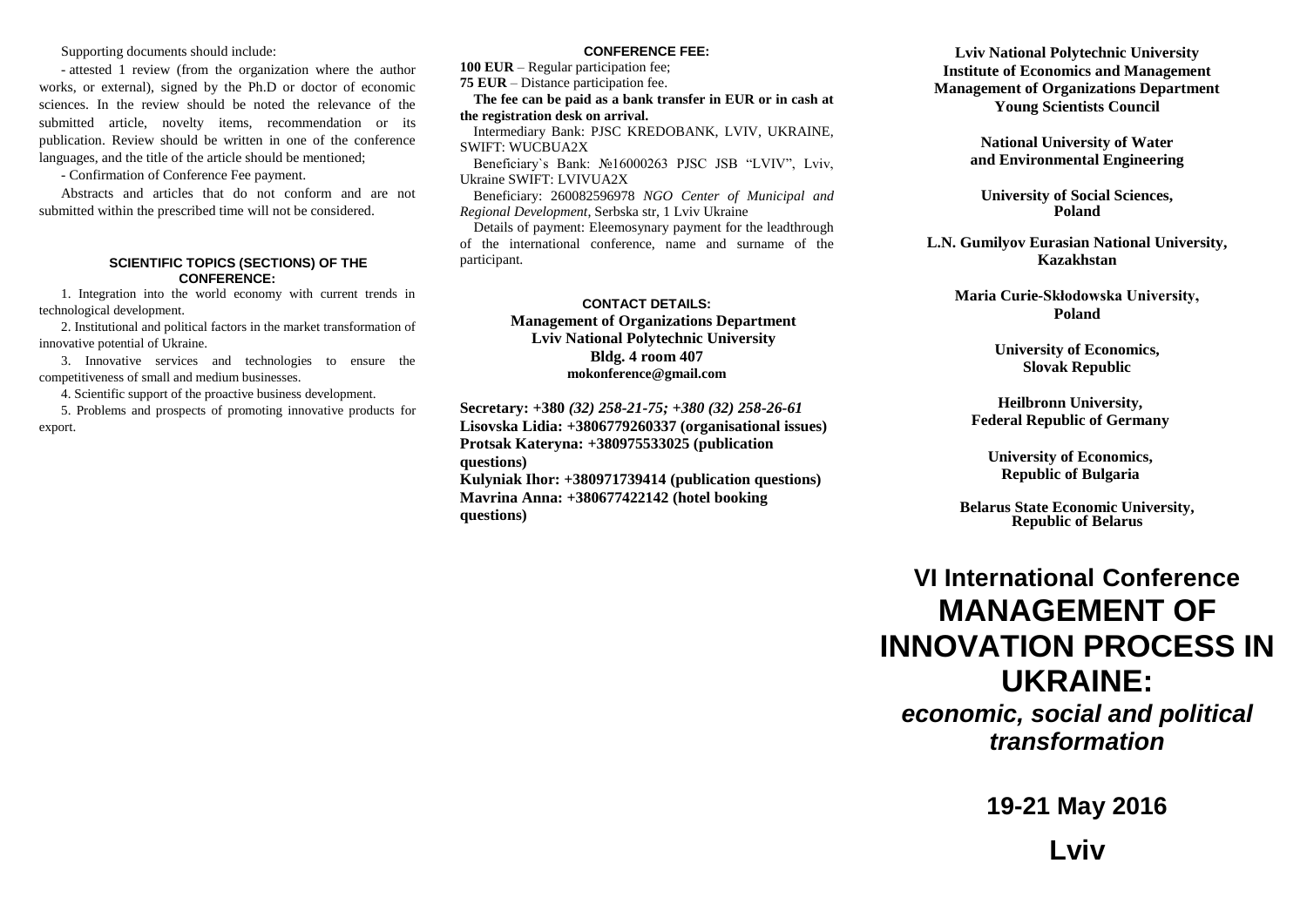Supporting documents should include:

- attested 1 review (from the organization where the author works, or external), signed by the Ph.D or doctor of economic sciences. In the review should be noted the relevance of the submitted article, novelty items, recommendation or its publication. Review should be written in one of the conference languages, and the title of the article should be mentioned;

- Confirmation of Conference Fee payment.

Abstracts and articles that do not conform and are not submitted within the prescribed time will not be considered.

### SCIENTIFIC TOPICS (SECTIONS) OF THE CONFERENCE:

1. Integration into the world economy with current trends in technological development.
2. Institutional and political factors in the market transformation of innovative potential of Ukraine.
3. Innovative services and technologies to ensure the competitiveness of small and medium businesses.
4. Scientific support of the proactive business development.
5. Problems and prospects of promoting innovative products for export.

### CONFERENCE FEE:

**100 EUR** – Regular participation fee;
**75 EUR** – Distance participation fee.

**The fee can be paid as a bank transfer in EUR or in cash at the registration desk on arrival.**

Intermediary Bank: PJSC KREDOBANK, LVIV, UKRAINE, SWIFT: WUCBUA2X

Beneficiary`s Bank: №16000263 PJSC JSB "LVIV", Lviv, Ukraine SWIFT: LVIVUA2X

Beneficiary: 260082596978 *NGO Center of Municipal and Regional Development*, Serbska str, 1 Lviv Ukraine

Details of payment: Eleemosynary payment for the leadthrough of the international conference, name and surname of the participant.

### CONTACT DETAILS:

**Management of Organizations Department**
**Lviv National Polytechnic University**
**Bldg. 4 room 407**
**mokonference@gmail.com**

**Secretary: +380** ***(32) 258-21-75; +380 (32) 258-26-61***
**Lisovska Lidia: +3806779260337 (organisational issues)**
**Protsak Kateryna: +380975533025 (publication questions)**
**Kulyniak Ihor: +380971739414 (publication questions)**
**Mavrina Anna: +380677422142 (hotel booking questions)**

**Lviv National Polytechnic University**
**Institute of Economics and Management**
**Management of Organizations Department**
**Young Scientists Council**

**National University of Water and Environmental Engineering**

**University of Social Sciences, Poland**

**L.N. Gumilyov Eurasian National University, Kazakhstan**

**Maria Curie-Skłodowska University, Poland**

**University of Economics, Slovak Republic**

**Heilbronn University, Federal Republic of Germany**

**University of Economics, Republic of Bulgaria**

**Belarus State Economic University, Republic of Belarus**

# VI International Conference MANAGEMENT OF INNOVATION PROCESS IN UKRAINE:

## *economic, social and political transformation*

**19-21 May 2016**

**Lviv**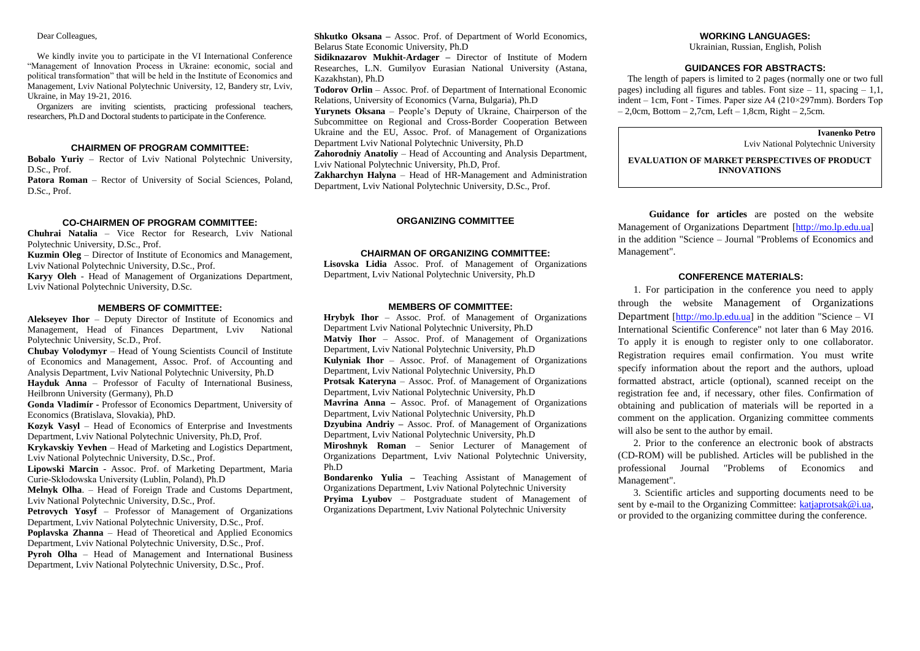Dear Colleagues,

We kindly invite you to participate in the VI International Conference "Management of Innovation Process in Ukraine: economic, social and political transformation" that will be held in the Institute of Economics and Management, Lviv National Polytechnic University, 12, Bandery str, Lviv, Ukraine, in May 19-21, 2016.

Organizers are inviting scientists, practicing professional teachers, researchers, Ph.D and Doctoral students to participate in the Conference.

### CHAIRMEN OF PROGRAM COMMITTEE:

**Bobalo Yuriy** – Rector of Lviv National Polytechnic University, D.Sc., Prof.

**Patora Roman** – Rector of University of Social Sciences, Poland, D.Sc., Prof.

### CO-CHAIRMEN OF PROGRAM COMMITTEE:

**Chuhrai Natalia** – Vice Rector for Research, Lviv National Polytechnic University, D.Sc., Prof.

**Kuzmin Oleg** – Director of Institute of Economics and Management, Lviv National Polytechnic University, D.Sc., Prof.

**Karyy Oleh** - Head of Management of Organizations Department, Lviv National Polytechnic University, D.Sc.

### MEMBERS OF COMMITTEE:

**Alekseyev Ihor** – Deputy Director of Institute of Economics and Management, Head of Finances Department, Lviv National Polytechnic University, Sc.D., Prof.

**Chubay Volodymyr** – Head of Young Scientists Council of Institute of Economics and Management, Assoc. Prof. of Accounting and Analysis Department, Lviv National Polytechnic University, Ph.D

**Hayduk Anna** – Professor of Faculty of International Business, Heilbronn University (Germany), Ph.D

**Gonda Vladimír** - Professor of Economics Department, University of Economics (Bratislava, Slovakia), PhD.

**Kozyk Vasyl** – Head of Economics of Enterprise and Investments Department, Lviv National Polytechnic University, Ph.D, Prof.

**Krykavskiy Yevhen** – Head of Marketing and Logistics Department, Lviv National Polytechnic University, D.Sc., Prof.

**Lipowski Marcin** - Assoc. Prof. of Marketing Department, Maria Curie-Skłodowska University (Lublin, Poland), Ph.D

**Melnyk Olha**. – Head of Foreign Trade and Customs Department, Lviv National Polytechnic University, D.Sc., Prof.

**Petrovych Yosyf** – Professor of Management of Organizations Department, Lviv National Polytechnic University, D.Sc., Prof.

**Poplavska Zhanna** – Head of Theoretical and Applied Economics Department, Lviv National Polytechnic University, D.Sc., Prof.

**Pyroh Olha** – Head of Management and International Business Department, Lviv National Polytechnic University, D.Sc., Prof.

**Shkutko Oksana –** Assoc. Prof. of Department of World Economics, Belarus State Economic University, Ph.D

**Sidiknazarov Mukhit-Ardager –** Director of Institute of Modern Researches, L.N. Gumilyov Eurasian National University (Astana, Kazakhstan), Ph.D

**Todorov Orlin** – Assoc. Prof. of Department of International Economic Relations, University of Economics (Varna, Bulgaria), Ph.D

**Yurynets Oksana** – People's Deputy of Ukraine, Chairperson of the Subcommittee on Regional and Cross-Border Cooperation Between Ukraine and the EU, Assoc. Prof. of Management of Organizations Department Lviv National Polytechnic University, Ph.D

**Zahorodniy Anatoliy** – Head of Accounting and Analysis Department, Lviv National Polytechnic University, Ph.D, Prof.

**Zakharchyn Halyna** – Head of HR-Management and Administration Department, Lviv National Polytechnic University, D.Sc., Prof.

## ORGANIZING COMMITTEE

### CHAIRMAN OF ORGANIZING COMMITTEE:

**Lisovska Lidia** Assoc. Prof. of Management of Organizations Department, Lviv National Polytechnic University, Ph.D

### MEMBERS OF COMMITTEE:

**Hrybyk Ihor** – Assoc. Prof. of Management of Organizations Department Lviv National Polytechnic University, Ph.D

**Matviy Ihor** – Assoc. Prof. of Management of Organizations Department, Lviv National Polytechnic University, Ph.D

**Kulyniak Ihor** – Assoc. Prof. of Management of Organizations Department, Lviv National Polytechnic University, Ph.D

**Protsak Kateryna** – Assoc. Prof. of Management of Organizations Department, Lviv National Polytechnic University, Ph.D

**Mavrina Anna –** Assoc. Prof. of Management of Organizations Department, Lviv National Polytechnic University, Ph.D

**Dzyubina Andriy –** Assoc. Prof. of Management of Organizations Department, Lviv National Polytechnic University, Ph.D

**Miroshnyk Roman** – Senior Lecturer of Management of Organizations Department, Lviv National Polytechnic University, Ph.D

**Bondarenko Yulia –** Teaching Assistant of Management of Organizations Department, Lviv National Polytechnic University

**Pryima Lyubov** – Postgraduate student of Management of Organizations Department, Lviv National Polytechnic University

### WORKING LANGUAGES:

Ukrainian, Russian, English, Polish

### GUIDANCES FOR ABSTRACTS:

The length of papers is limited to 2 pages (normally one or two full pages) including all figures and tables. Font size – 11, spacing – 1,1, indent – 1cm, Font - Times. Paper size A4 (210×297mm). Borders Top – 2,0cm, Bottom – 2,7cm, Left – 1,8cm, Right – 2,5cm.

**Ivanenko Petro**
Lviv National Polytechnic University

**EVALUATION OF MARKET PERSPECTIVES OF PRODUCT INNOVATIONS**

**Guidance for articles** are posted on the website Management of Organizations Department [http://mo.lp.edu.ua] in the addition "Science – Journal "Problems of Economics and Management".

### CONFERENCE MATERIALS:

1. For participation in the conference you need to apply through the website Management of Organizations Department [http://mo.lp.edu.ua] in the addition "Science – VI International Scientific Conference" not later than 6 May 2016. To apply it is enough to register only to one collaborator. Registration requires email confirmation. You must write specify information about the report and the authors, upload formatted abstract, article (optional), scanned receipt on the registration fee and, if necessary, other files. Confirmation of obtaining and publication of materials will be reported in a comment on the application. Organizing committee comments will also be sent to the author by email.

2. Prior to the conference an electronic book of abstracts (CD-ROM) will be published. Articles will be published in the professional Journal "Problems of Economics and Management".

3. Scientific articles and supporting documents need to be sent by e-mail to the Organizing Committee: katjaprotsak@i.ua, or provided to the organizing committee during the conference.